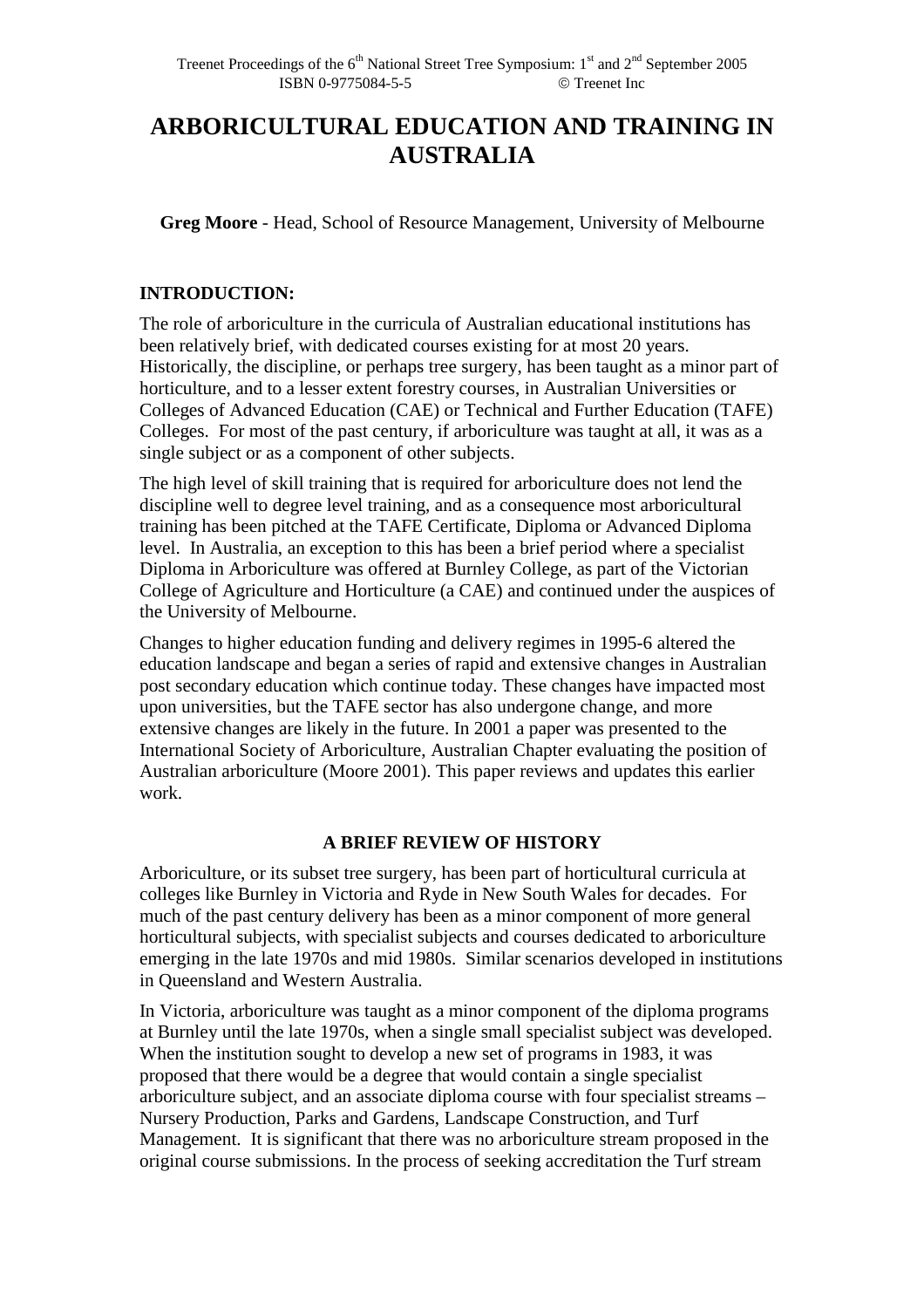# ARBORICULTURAL EDUCATION AND TRAINING IN AUSTRALIA

**Greg Moore** - Head, School of Resource Management, University of Melbourne

## INTRODUCTION:

The role of arboriculture in the curricula of Australian educational institutions has been relatively brief, with dedicated courses existing for at most 20 years. Historically, the discipline, or perhaps tree surgery, has been taught as a minor part of horticulture, and to a lesser extent forestry courses, in Australian Universities or Colleges of Advanced Education (CAE) or Technical and Further Education (TAFE) Colleges. For most of the past century, if arboriculture was taught at all, it was as a single subject or as a component of other subjects.

The high level of skill training that is required for arboriculture does not lend the discipline well to degree level training, and as a consequence most arboricultural training has been pitched at the TAFE Certificate, Diploma or Advanced Diploma level. In Australia, an exception to this has been a brief period where a specialist Diploma in Arboriculture was offered at Burnley College, as part of the Victorian College of Agriculture and Horticulture (a CAE) and continued under the auspices of the University of Melbourne.

Changes to higher education funding and delivery regimes in 1995-6 altered the education landscape and began a series of rapid and extensive changes in Australian post secondary education which continue today. These changes have impacted most upon universities, but the TAFE sector has also undergone change, and more extensive changes are likely in the future. In 2001 a paper was presented to the International Society of Arboriculture, Australian Chapter evaluating the position of Australian arboriculture (Moore 2001). This paper reviews and updates this earlier work.

## A BRIEF REVIEW OF HISTORY

Arboriculture, or its subset tree surgery, has been part of horticultural curricula at colleges like Burnley in Victoria and Ryde in New South Wales for decades. For much of the past century delivery has been as a minor component of more general horticultural subjects, with specialist subjects and courses dedicated to arboriculture emerging in the late 1970s and mid 1980s. Similar scenarios developed in institutions in Queensland and Western Australia.

In Victoria, arboriculture was taught as a minor component of the diploma programs at Burnley until the late 1970s, when a single small specialist subject was developed. When the institution sought to develop a new set of programs in 1983, it was proposed that there would be a degree that would contain a single specialist arboriculture subject, and an associate diploma course with four specialist streams – Nursery Production, Parks and Gardens, Landscape Construction, and Turf Management. It is significant that there was no arboriculture stream proposed in the original course submissions. In the process of seeking accreditation the Turf stream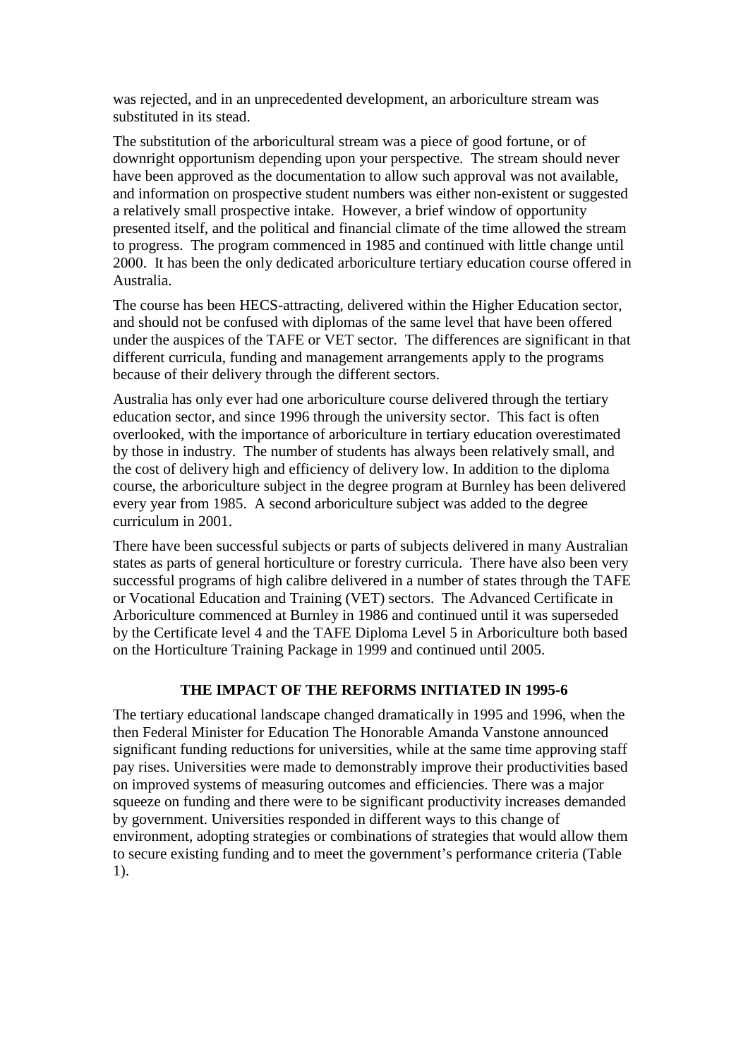was rejected, and in an unprecedented development, an arboriculture stream was substituted in its stead.

The substitution of the arboricultural stream was a piece of good fortune, or of downright opportunism depending upon your perspective. The stream should never have been approved as the documentation to allow such approval was not available, and information on prospective student numbers was either non-existent or suggested a relatively small prospective intake. However, a brief window of opportunity presented itself, and the political and financial climate of the time allowed the stream to progress. The program commenced in 1985 and continued with little change until 2000. It has been the only dedicated arboriculture tertiary education course offered in Australia.

The course has been HECS-attracting, delivered within the Higher Education sector, and should not be confused with diplomas of the same level that have been offered under the auspices of the TAFE or VET sector. The differences are significant in that different curricula, funding and management arrangements apply to the programs because of their delivery through the different sectors.

Australia has only ever had one arboriculture course delivered through the tertiary education sector, and since 1996 through the university sector. This fact is often overlooked, with the importance of arboriculture in tertiary education overestimated by those in industry. The number of students has always been relatively small, and the cost of delivery high and efficiency of delivery low. In addition to the diploma course, the arboriculture subject in the degree program at Burnley has been delivered every year from 1985. A second arboriculture subject was added to the degree curriculum in 2001.

There have been successful subjects or parts of subjects delivered in many Australian states as parts of general horticulture or forestry curricula. There have also been very successful programs of high calibre delivered in a number of states through the TAFE or Vocational Education and Training (VET) sectors. The Advanced Certificate in Arboriculture commenced at Burnley in 1986 and continued until it was superseded by the Certificate level 4 and the TAFE Diploma Level 5 in Arboriculture both based on the Horticulture Training Package in 1999 and continued until 2005.

## THE IMPACT OF THE REFORMS INITIATED IN 1995-6

The tertiary educational landscape changed dramatically in 1995 and 1996, when the then Federal Minister for Education The Honorable Amanda Vanstone announced significant funding reductions for universities, while at the same time approving staff pay rises. Universities were made to demonstrably improve their productivities based on improved systems of measuring outcomes and efficiencies. There was a major squeeze on funding and there were to be significant productivity increases demanded by government. Universities responded in different ways to this change of environment, adopting strategies or combinations of strategies that would allow them to secure existing funding and to meet the government's performance criteria (Table 1).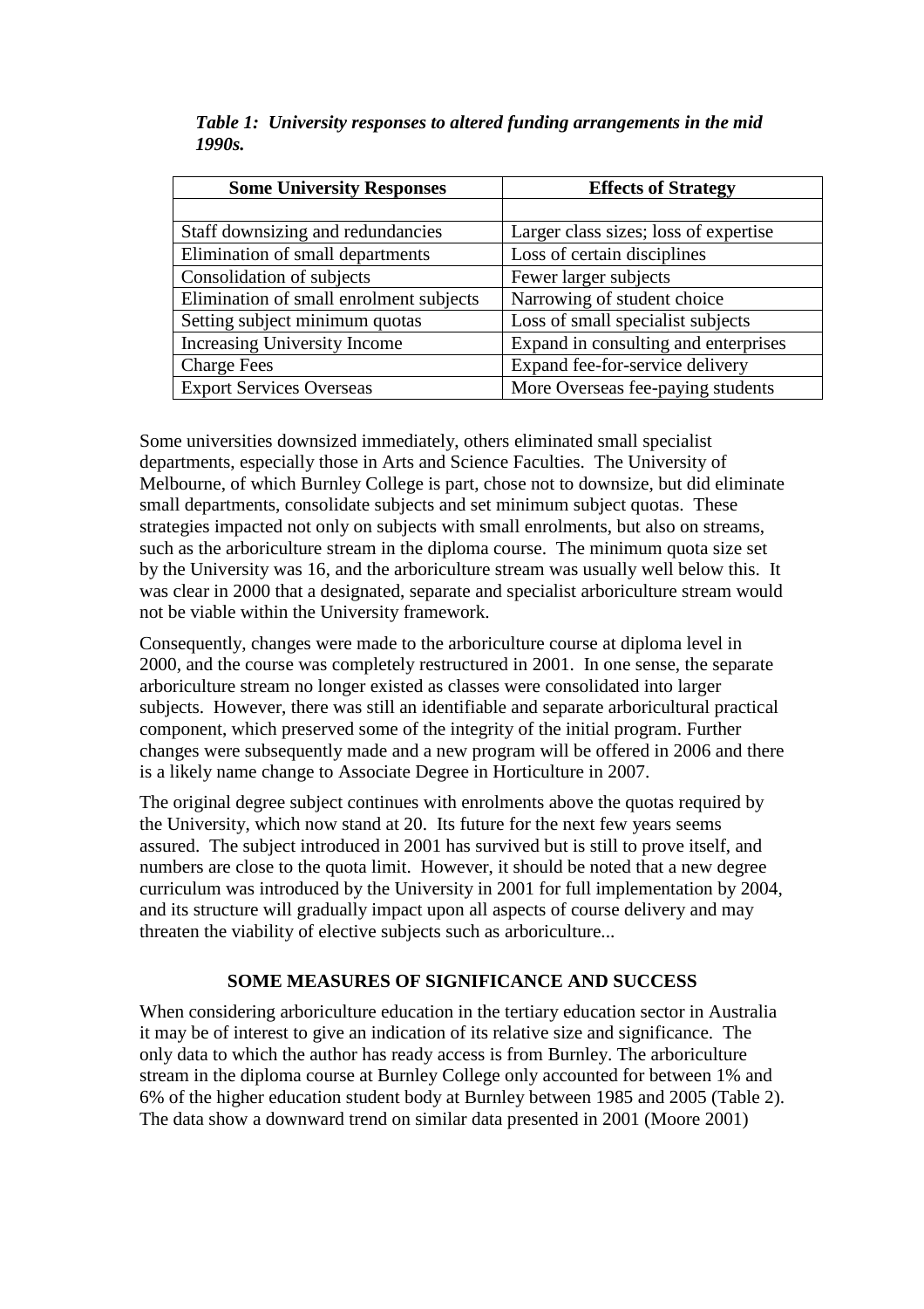***Table 1: University responses to altered funding arrangements in the mid 1990s.***

| Some University Responses | Effects of Strategy |
|---|---|
| | |
| Staff downsizing and redundancies | Larger class sizes; loss of expertise |
| Elimination of small departments | Loss of certain disciplines |
| Consolidation of subjects | Fewer larger subjects |
| Elimination of small enrolment subjects | Narrowing of student choice |
| Setting subject minimum quotas | Loss of small specialist subjects |
| Increasing University Income | Expand in consulting and enterprises |
| Charge Fees | Expand fee-for-service delivery |
| Export Services Overseas | More Overseas fee-paying students |

Some universities downsized immediately, others eliminated small specialist departments, especially those in Arts and Science Faculties. The University of Melbourne, of which Burnley College is part, chose not to downsize, but did eliminate small departments, consolidate subjects and set minimum subject quotas. These strategies impacted not only on subjects with small enrolments, but also on streams, such as the arboriculture stream in the diploma course. The minimum quota size set by the University was 16, and the arboriculture stream was usually well below this. It was clear in 2000 that a designated, separate and specialist arboriculture stream would not be viable within the University framework.

Consequently, changes were made to the arboriculture course at diploma level in 2000, and the course was completely restructured in 2001. In one sense, the separate arboriculture stream no longer existed as classes were consolidated into larger subjects. However, there was still an identifiable and separate arboricultural practical component, which preserved some of the integrity of the initial program. Further changes were subsequently made and a new program will be offered in 2006 and there is a likely name change to Associate Degree in Horticulture in 2007.

The original degree subject continues with enrolments above the quotas required by the University, which now stand at 20. Its future for the next few years seems assured. The subject introduced in 2001 has survived but is still to prove itself, and numbers are close to the quota limit. However, it should be noted that a new degree curriculum was introduced by the University in 2001 for full implementation by 2004, and its structure will gradually impact upon all aspects of course delivery and may threaten the viability of elective subjects such as arboriculture...

## SOME MEASURES OF SIGNIFICANCE AND SUCCESS

When considering arboriculture education in the tertiary education sector in Australia it may be of interest to give an indication of its relative size and significance. The only data to which the author has ready access is from Burnley. The arboriculture stream in the diploma course at Burnley College only accounted for between 1% and 6% of the higher education student body at Burnley between 1985 and 2005 (Table 2). The data show a downward trend on similar data presented in 2001 (Moore 2001)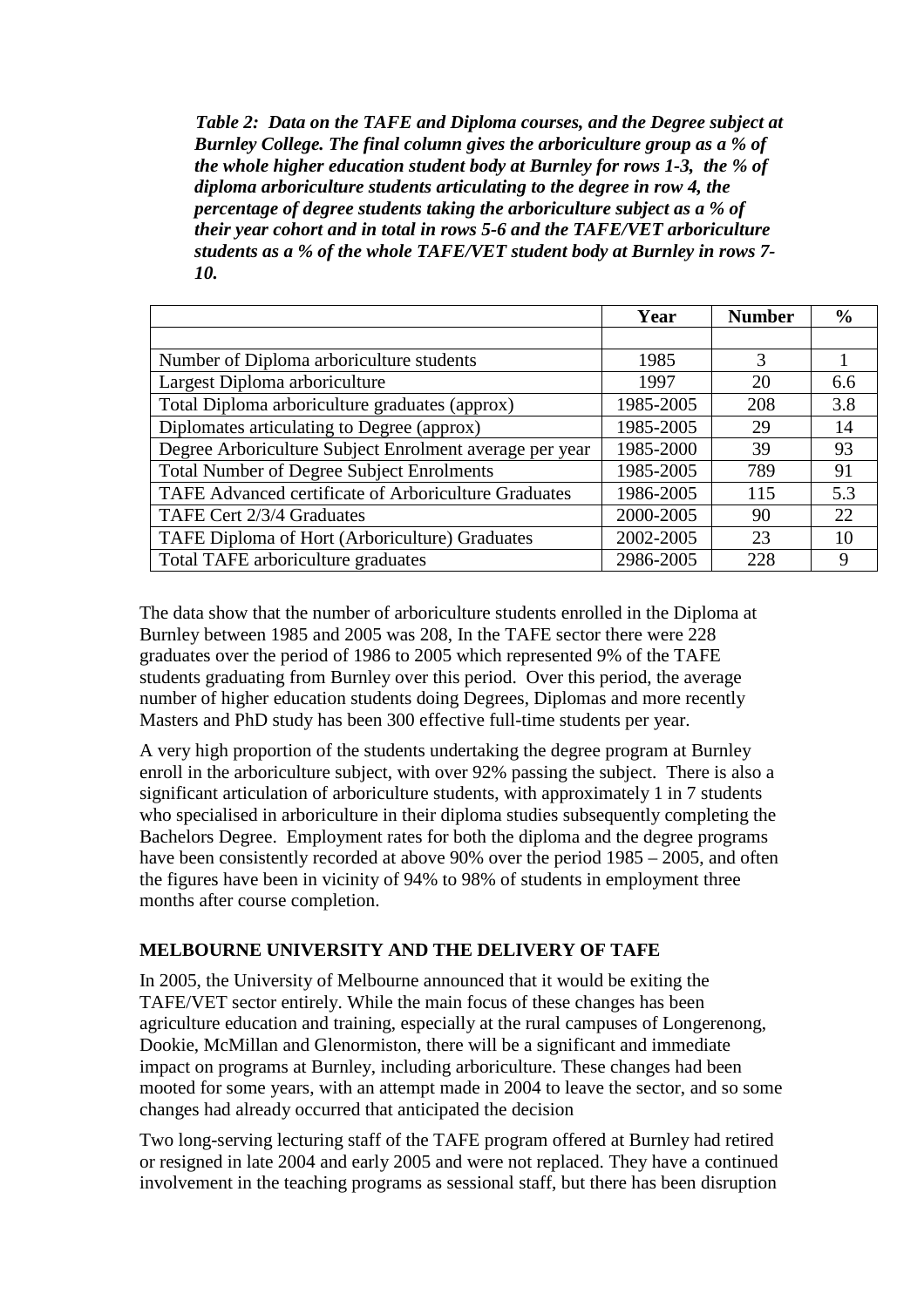*Table 2: Data on the TAFE and Diploma courses, and the Degree subject at Burnley College. The final column gives the arboriculture group as a % of the whole higher education student body at Burnley for rows 1-3, the % of diploma arboriculture students articulating to the degree in row 4, the percentage of degree students taking the arboriculture subject as a % of their year cohort and in total in rows 5-6 and the TAFE/VET arboriculture students as a % of the whole TAFE/VET student body at Burnley in rows 7-10.*

| | Year | Number | % |
|---|---|---|---|
| | | | |
| Number of Diploma arboriculture students | 1985 | 3 | 1 |
| Largest Diploma arboriculture | 1997 | 20 | 6.6 |
| Total Diploma arboriculture graduates (approx) | 1985-2005 | 208 | 3.8 |
| Diplomates articulating to Degree (approx) | 1985-2005 | 29 | 14 |
| Degree Arboriculture Subject Enrolment average per year | 1985-2000 | 39 | 93 |
| Total Number of Degree Subject Enrolments | 1985-2005 | 789 | 91 |
| TAFE Advanced certificate of Arboriculture Graduates | 1986-2005 | 115 | 5.3 |
| TAFE Cert 2/3/4 Graduates | 2000-2005 | 90 | 22 |
| TAFE Diploma of Hort (Arboriculture) Graduates | 2002-2005 | 23 | 10 |
| Total TAFE arboriculture graduates | 2986-2005 | 228 | 9 |

The data show that the number of arboriculture students enrolled in the Diploma at Burnley between 1985 and 2005 was 208, In the TAFE sector there were 228 graduates over the period of 1986 to 2005 which represented 9% of the TAFE students graduating from Burnley over this period. Over this period, the average number of higher education students doing Degrees, Diplomas and more recently Masters and PhD study has been 300 effective full-time students per year.

A very high proportion of the students undertaking the degree program at Burnley enroll in the arboriculture subject, with over 92% passing the subject. There is also a significant articulation of arboriculture students, with approximately 1 in 7 students who specialised in arboriculture in their diploma studies subsequently completing the Bachelors Degree. Employment rates for both the diploma and the degree programs have been consistently recorded at above 90% over the period 1985 – 2005, and often the figures have been in vicinity of 94% to 98% of students in employment three months after course completion.

## MELBOURNE UNIVERSITY AND THE DELIVERY OF TAFE

In 2005, the University of Melbourne announced that it would be exiting the TAFE/VET sector entirely. While the main focus of these changes has been agriculture education and training, especially at the rural campuses of Longerenong, Dookie, McMillan and Glenormiston, there will be a significant and immediate impact on programs at Burnley, including arboriculture. These changes had been mooted for some years, with an attempt made in 2004 to leave the sector, and so some changes had already occurred that anticipated the decision

Two long-serving lecturing staff of the TAFE program offered at Burnley had retired or resigned in late 2004 and early 2005 and were not replaced. They have a continued involvement in the teaching programs as sessional staff, but there has been disruption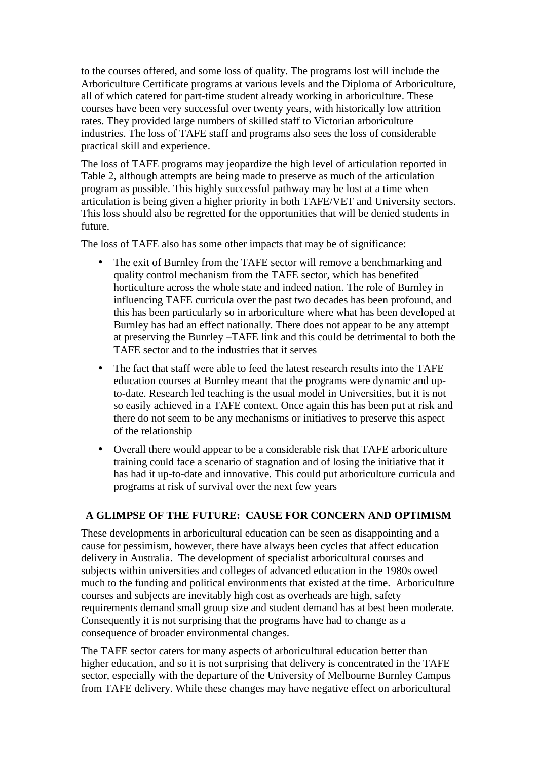to the courses offered, and some loss of quality. The programs lost will include the Arboriculture Certificate programs at various levels and the Diploma of Arboriculture, all of which catered for part-time student already working in arboriculture. These courses have been very successful over twenty years, with historically low attrition rates. They provided large numbers of skilled staff to Victorian arboriculture industries. The loss of TAFE staff and programs also sees the loss of considerable practical skill and experience.

The loss of TAFE programs may jeopardize the high level of articulation reported in Table 2, although attempts are being made to preserve as much of the articulation program as possible. This highly successful pathway may be lost at a time when articulation is being given a higher priority in both TAFE/VET and University sectors. This loss should also be regretted for the opportunities that will be denied students in future.

The loss of TAFE also has some other impacts that may be of significance:

- The exit of Burnley from the TAFE sector will remove a benchmarking and quality control mechanism from the TAFE sector, which has benefited horticulture across the whole state and indeed nation. The role of Burnley in influencing TAFE curricula over the past two decades has been profound, and this has been particularly so in arboriculture where what has been developed at Burnley has had an effect nationally. There does not appear to be any attempt at preserving the Bunrley –TAFE link and this could be detrimental to both the TAFE sector and to the industries that it serves
- The fact that staff were able to feed the latest research results into the TAFE education courses at Burnley meant that the programs were dynamic and up-to-date. Research led teaching is the usual model in Universities, but it is not so easily achieved in a TAFE context. Once again this has been put at risk and there do not seem to be any mechanisms or initiatives to preserve this aspect of the relationship
- Overall there would appear to be a considerable risk that TAFE arboriculture training could face a scenario of stagnation and of losing the initiative that it has had it up-to-date and innovative. This could put arboriculture curricula and programs at risk of survival over the next few years

## A GLIMPSE OF THE FUTURE: CAUSE FOR CONCERN AND OPTIMISM

These developments in arboricultural education can be seen as disappointing and a cause for pessimism, however, there have always been cycles that affect education delivery in Australia. The development of specialist arboricultural courses and subjects within universities and colleges of advanced education in the 1980s owed much to the funding and political environments that existed at the time. Arboriculture courses and subjects are inevitably high cost as overheads are high, safety requirements demand small group size and student demand has at best been moderate. Consequently it is not surprising that the programs have had to change as a consequence of broader environmental changes.

The TAFE sector caters for many aspects of arboricultural education better than higher education, and so it is not surprising that delivery is concentrated in the TAFE sector, especially with the departure of the University of Melbourne Burnley Campus from TAFE delivery. While these changes may have negative effect on arboricultural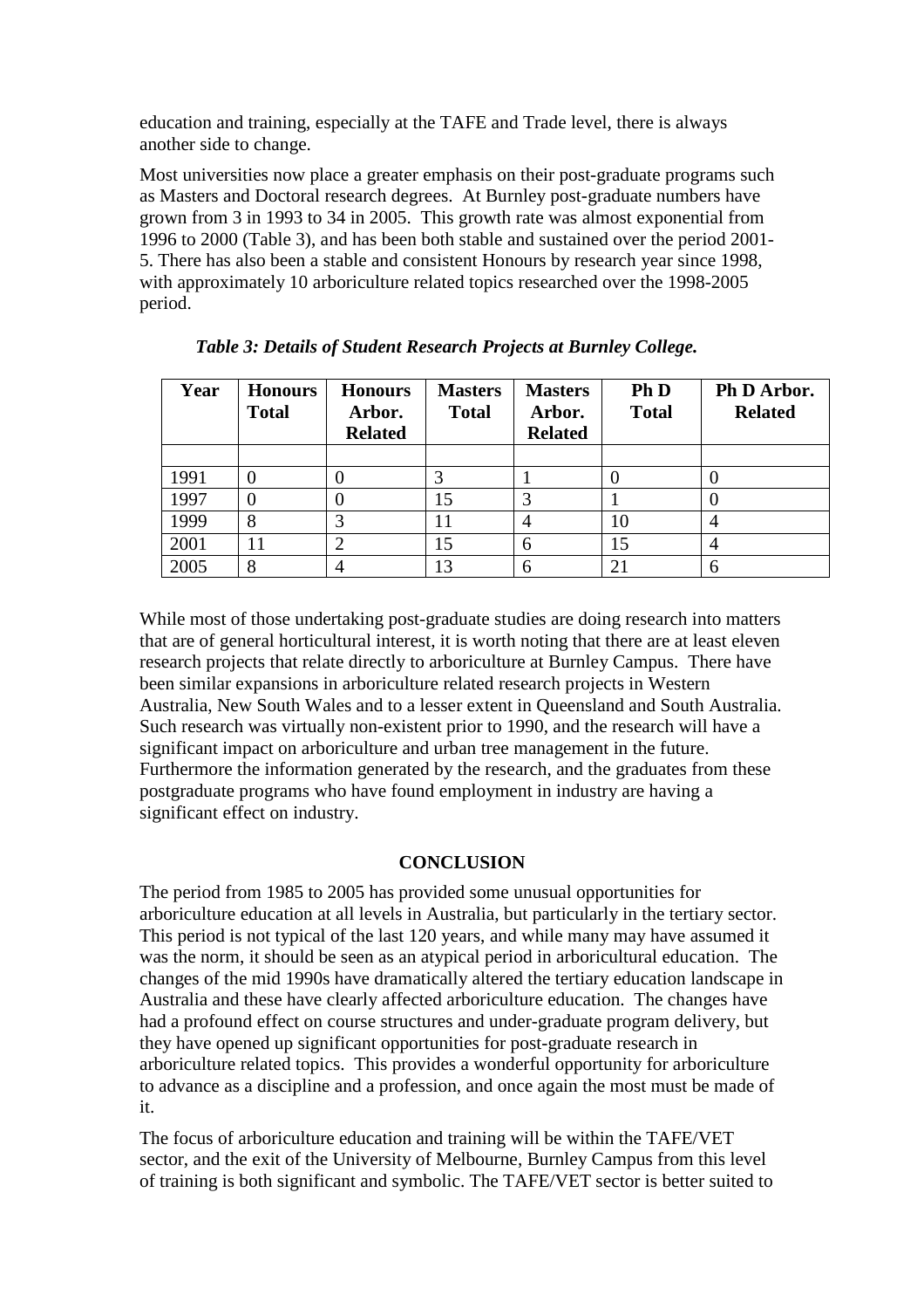education and training, especially at the TAFE and Trade level, there is always another side to change.

Most universities now place a greater emphasis on their post-graduate programs such as Masters and Doctoral research degrees. At Burnley post-graduate numbers have grown from 3 in 1993 to 34 in 2005. This growth rate was almost exponential from 1996 to 2000 (Table 3), and has been both stable and sustained over the period 2001-5. There has also been a stable and consistent Honours by research year since 1998, with approximately 10 arboriculture related topics researched over the 1998-2005 period.

***Table 3: Details of Student Research Projects at Burnley College.***

| Year | Honours Total | Honours Arbor. Related | Masters Total | Masters Arbor. Related | Ph D Total | Ph D Arbor. Related |
|---|---|---|---|---|---|---|
| | | | | | | |
| 1991 | 0 | 0 | 3 | 1 | 0 | 0 |
| 1997 | 0 | 0 | 15 | 3 | 1 | 0 |
| 1999 | 8 | 3 | 11 | 4 | 10 | 4 |
| 2001 | 11 | 2 | 15 | 6 | 15 | 4 |
| 2005 | 8 | 4 | 13 | 6 | 21 | 6 |

While most of those undertaking post-graduate studies are doing research into matters that are of general horticultural interest, it is worth noting that there are at least eleven research projects that relate directly to arboriculture at Burnley Campus. There have been similar expansions in arboriculture related research projects in Western Australia, New South Wales and to a lesser extent in Queensland and South Australia. Such research was virtually non-existent prior to 1990, and the research will have a significant impact on arboriculture and urban tree management in the future. Furthermore the information generated by the research, and the graduates from these postgraduate programs who have found employment in industry are having a significant effect on industry.

## CONCLUSION

The period from 1985 to 2005 has provided some unusual opportunities for arboriculture education at all levels in Australia, but particularly in the tertiary sector. This period is not typical of the last 120 years, and while many may have assumed it was the norm, it should be seen as an atypical period in arboricultural education. The changes of the mid 1990s have dramatically altered the tertiary education landscape in Australia and these have clearly affected arboriculture education. The changes have had a profound effect on course structures and under-graduate program delivery, but they have opened up significant opportunities for post-graduate research in arboriculture related topics. This provides a wonderful opportunity for arboriculture to advance as a discipline and a profession, and once again the most must be made of it.

The focus of arboriculture education and training will be within the TAFE/VET sector, and the exit of the University of Melbourne, Burnley Campus from this level of training is both significant and symbolic. The TAFE/VET sector is better suited to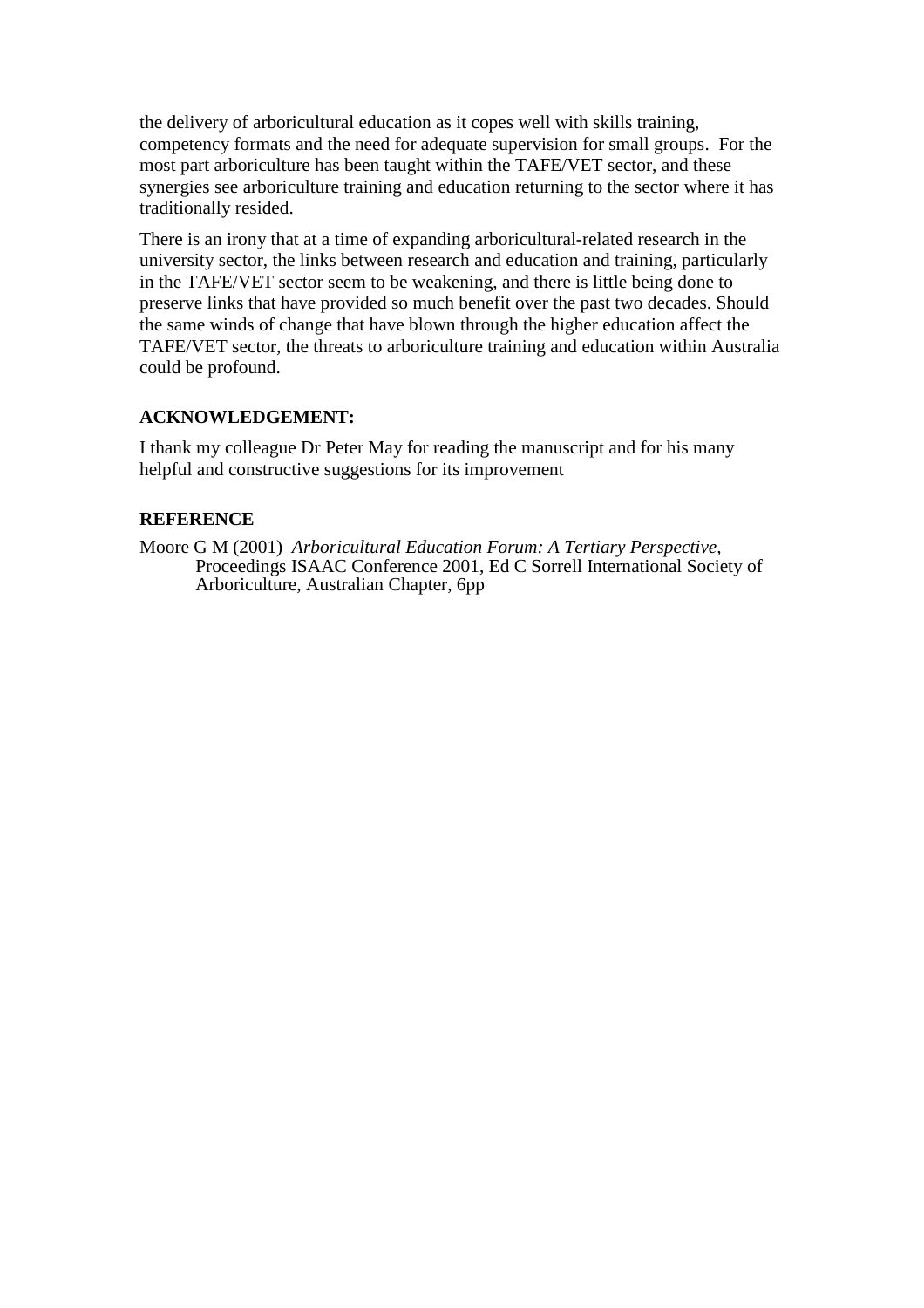the delivery of arboricultural education as it copes well with skills training, competency formats and the need for adequate supervision for small groups. For the most part arboriculture has been taught within the TAFE/VET sector, and these synergies see arboriculture training and education returning to the sector where it has traditionally resided.

There is an irony that at a time of expanding arboricultural-related research in the university sector, the links between research and education and training, particularly in the TAFE/VET sector seem to be weakening, and there is little being done to preserve links that have provided so much benefit over the past two decades. Should the same winds of change that have blown through the higher education affect the TAFE/VET sector, the threats to arboriculture training and education within Australia could be profound.

## ACKNOWLEDGEMENT:

I thank my colleague Dr Peter May for reading the manuscript and for his many helpful and constructive suggestions for its improvement

## REFERENCE

Moore G M (2001) *Arboricultural Education Forum: A Tertiary Perspective,* Proceedings ISAAC Conference 2001, Ed C Sorrell International Society of Arboriculture, Australian Chapter, 6pp